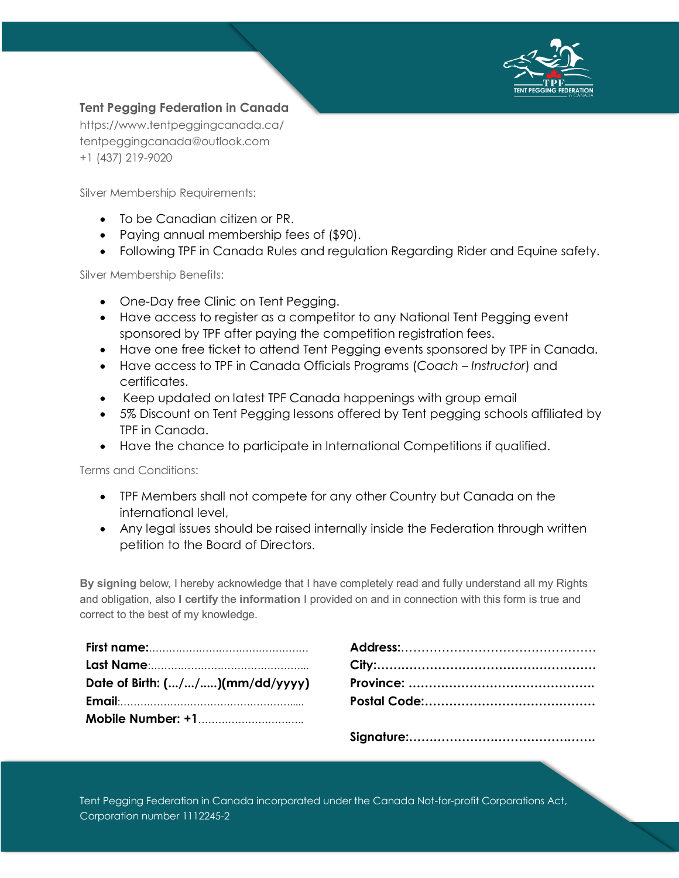**Tent Pegging Federation in Canada**
https://www.tentpeggingcanada.ca/
tentpeggingcanada@outlook.com
+1 (437) 219-9020

Silver Membership Requirements:

- To be Canadian citizen or PR.
- Paying annual membership fees of ($90).
- Following TPF in Canada Rules and regulation Regarding Rider and Equine safety.

Silver Membership Benefits:

- One-Day free Clinic on Tent Pegging.
- Have access to register as a competitor to any National Tent Pegging event sponsored by TPF after paying the competition registration fees.
- Have one free ticket to attend Tent Pegging events sponsored by TPF in Canada.
- Have access to TPF in Canada Officials Programs (*Coach – Instructor*) and certificates.
- Keep updated on latest TPF Canada happenings with group email
- 5% Discount on Tent Pegging lessons offered by Tent pegging schools affiliated by TPF in Canada.
- Have the chance to participate in International Competitions if qualified.

Terms and Conditions:

- TPF Members shall not compete for any other Country but Canada on the international level,
- Any legal issues should be raised internally inside the Federation through written petition to the Board of Directors.

**By signing** below, I hereby acknowledge that I have completely read and fully understand all my Rights and obligation, also **I certify** the **information** I provided on and in connection with this form is true and correct to the best of my knowledge.

**First name:**................................................
**Last Name**:...............................................
**Date of Birth: (.../.../.....)(mm/dd/yyyy)**
**Email**:.....................................................
**Mobile Number: +1**...............................

**Address:**...............................................
**City:**.....................................................
**Province:** .............................................
**Postal Code:**.........................................

**Signature:**.............................................

Tent Pegging Federation in Canada incorporated under the Canada Not-for-profit Corporations Act, Corporation number 1112245-2